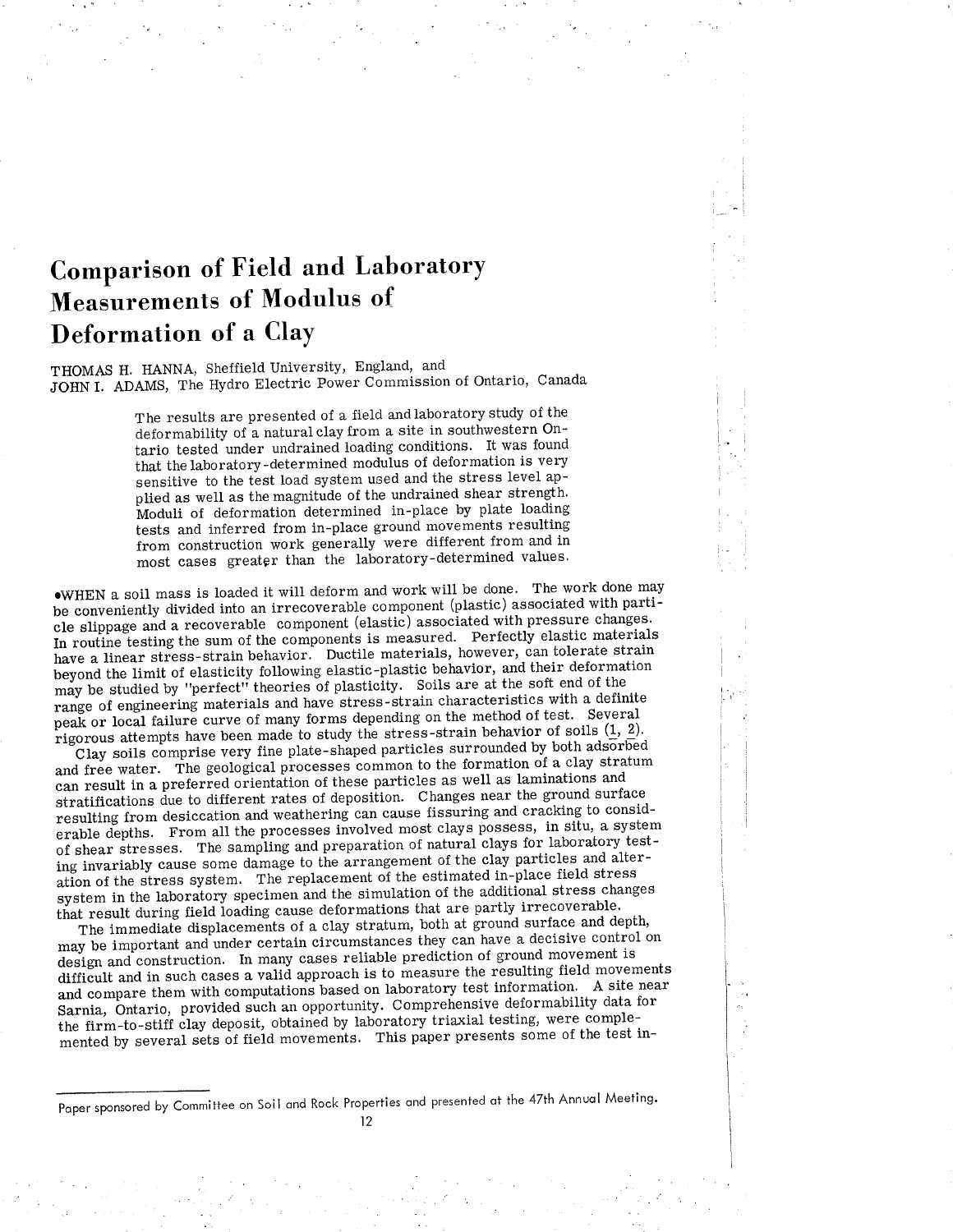# Comparison of Field and Laboratory Measurements of Modulus of Deformation of a Clay

THOMAS H. HANNA, Sheffield University, England, and
JOHN I. ADAMS, The Hydro Electric Power Commission of Ontario, Canada

> The results are presented of a field and laboratory study of the deformability of a natural clay from a site in southwestern Ontario tested under undrained loading conditions. It was found that the laboratory-determined modulus of deformation is very sensitive to the test load system used and the stress level applied as well as the magnitude of the undrained shear strength. Moduli of deformation determined in-place by plate loading tests and inferred from in-place ground movements resulting from construction work generally were different from and in most cases greater than the laboratory-determined values.

•WHEN a soil mass is loaded it will deform and work will be done. The work done may be conveniently divided into an irrecoverable component (plastic) associated with particle slippage and a recoverable component (elastic) associated with pressure changes. In routine testing the sum of the components is measured. Perfectly elastic materials have a linear stress-strain behavior. Ductile materials, however, can tolerate strain beyond the limit of elasticity following elastic-plastic behavior, and their deformation may be studied by "perfect" theories of plasticity. Soils are at the soft end of the range of engineering materials and have stress-strain characteristics with a definite peak or local failure curve of many forms depending on the method of test. Several rigorous attempts have been made to study the stress-strain behavior of soils (1, 2).

Clay soils comprise very fine plate-shaped particles surrounded by both adsorbed and free water. The geological processes common to the formation of a clay stratum can result in a preferred orientation of these particles as well as laminations and stratifications due to different rates of deposition. Changes near the ground surface resulting from desiccation and weathering can cause fissuring and cracking to considerable depths. From all the processes involved most clays possess, in situ, a system of shear stresses. The sampling and preparation of natural clays for laboratory testing invariably cause some damage to the arrangement of the clay particles and alteration of the stress system. The replacement of the estimated in-place field stress system in the laboratory specimen and the simulation of the additional stress changes that result during field loading cause deformations that are partly irrecoverable.

The immediate displacements of a clay stratum, both at ground surface and depth, may be important and under certain circumstances they can have a decisive control on design and construction. In many cases reliable prediction of ground movement is difficult and in such cases a valid approach is to measure the resulting field movements and compare them with computations based on laboratory test information. A site near Sarnia, Ontario, provided such an opportunity. Comprehensive deformability data for the firm-to-stiff clay deposit, obtained by laboratory triaxial testing, were complemented by several sets of field movements. This paper presents some of the test in-

---

Paper sponsored by Committee on Soil and Rock Properties and presented at the 47th Annual Meeting.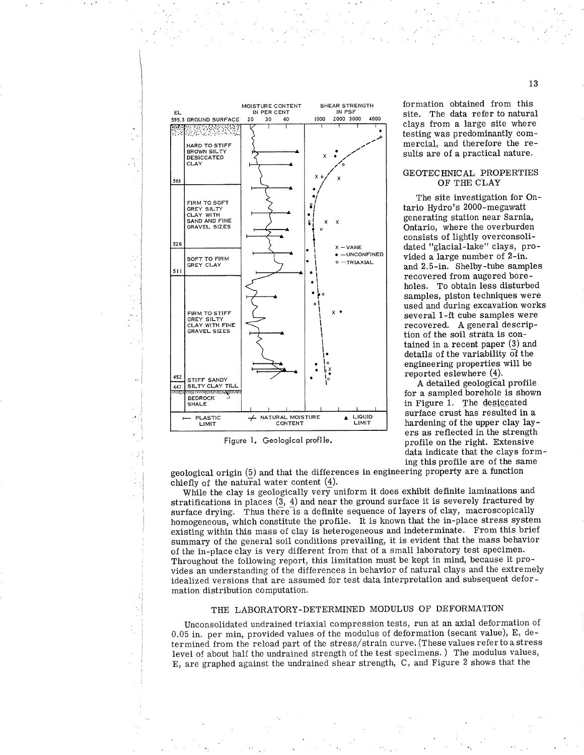EL

595.3 GROUND SURFACE

MOISTURE CONTENT IN PER CENT

20 30 40

SHEAR STRENGTH IN PSF

1000 2000 3000 4000

HARD TO STIFF BROWN SILTY DESICCATED CLAY

561

FIRM TO SOFT GREY SILTY CLAY WITH SAND AND FINE GRAVEL SIZES

526

SOFT TO FIRM GREY CLAY

511

FIRM TO STIFF GREY SILTY CLAY WITH FINE GRAVEL SIZES

452

STIFF SANDY SILTY CLAY TILL

447

BEDROCK SHALE

x — VANE

• — UNCONFINED

o — TRIAXIAL

PLASTIC LIMIT

NATURAL MOISTURE CONTENT

LIQUID LIMIT

Figure 1. Geological profile.

formation obtained from this site. The data refer to natural clays from a large site where testing was predominantly commercial, and therefore the results are of a practical nature.

## GEOTECHNICAL PROPERTIES OF THE CLAY

The site investigation for Ontario Hydro's 2000-megawatt generating station near Sarnia, Ontario, where the overburden consists of lightly overconsolidated "glacial-lake" clays, provided a large number of 2-in. and 2.5-in. Shelby-tube samples recovered from augered boreholes. To obtain less disturbed samples, piston techniques were used and during excavation works several 1-ft cube samples were recovered. A general description of the soil strata is contained in a recent paper (3) and details of the variability of the engineering properties will be reported eslewhere (4).

A detailed geological profile for a sampled borehole is shown in Figure 1. The desiccated surface crust has resulted in a hardening of the upper clay layers as reflected in the strength profile on the right. Extensive data indicate that the clays forming this profile are of the same geological origin (5) and that the differences in engineering property are a function chiefly of the natural water content (4).

While the clay is geologically very uniform it does exhibit definite laminations and stratifications in places (3, 4) and near the ground surface it is severely fractured by surface drying. Thus there is a definite sequence of layers of clay, macroscopically homogeneous, which constitute the profile. It is known that the in-place stress system existing within this mass of clay is heterogeneous and indeterminate. From this brief summary of the general soil conditions prevailing, it is evident that the mass behavior of the in-place clay is very different from that of a small laboratory test specimen. Throughout the following report, this limitation must be kept in mind, because it provides an understanding of the differences in behavior of natural clays and the extremely idealized versions that are assumed for test data interpretation and subsequent deformation distribution computation.

## THE LABORATORY-DETERMINED MODULUS OF DEFORMATION

Unconsolidated undrained triaxial compression tests, run at an axial deformation of 0.05 in. per min, provided values of the modulus of deformation (secant value), E, determined from the reload part of the stress/strain curve. (These values refer to a stress level of about half the undrained strength of the test specimens.) The modulus values, E, are graphed against the undrained shear strength, C, and Figure 2 shows that the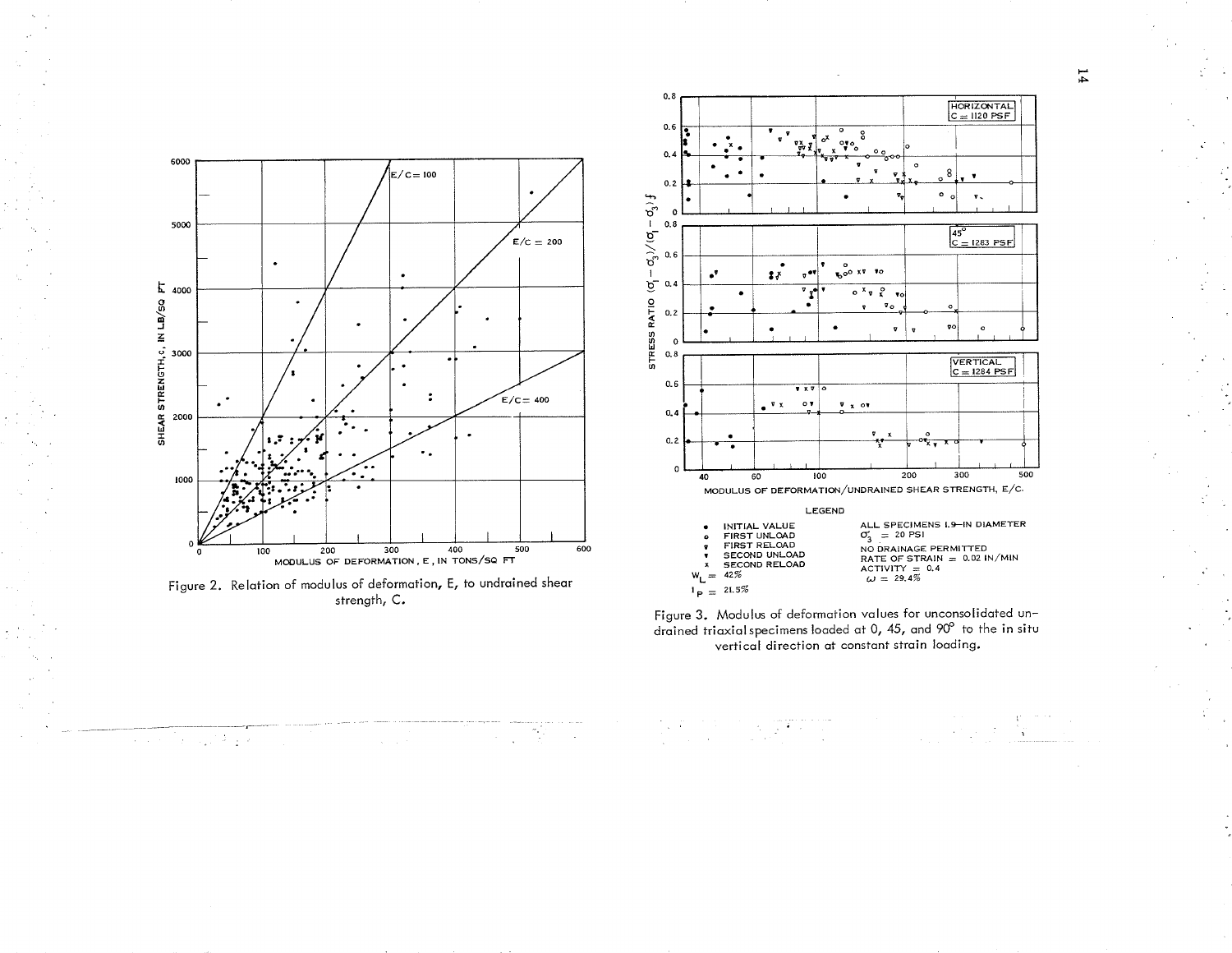6000

5000

4000

3000

2000

1000

0

SHEAR STRENGTH, C, IN LB/SQ FT

E/C = 100

E/C = 200

E/C = 400

0 100 200 300 400 500 600

MODULUS OF DEFORMATION, E, IN TONS/SQ FT

Figure 2. Relation of modulus of deformation, E, to undrained shear strength, C.

0.8

0.6

0.4

0.2

0

HORIZONTAL
C = 1120 PSF

45°
C = 1283 PSF

VERTICAL
C = 1284 PSF

STRESS RATIO $(\sigma_1 - \sigma_3)/(\sigma_1 - \sigma_3)_f$

40 60 100 200 300 500

MODULUS OF DEFORMATION/UNDRAINED SHEAR STRENGTH, E/C.

LEGEND

- INITIAL VALUE
- FIRST UNLOAD
- FIRST RELOAD
- SECOND UNLOAD
- SECOND RELOAD

$W_L$ = 42%

$I_P$ = 21.5%

ALL SPECIMENS 1.9-IN DIAMETER

$\sigma_3$ = 20 PSI

NO DRAINAGE PERMITTED

RATE OF STRAIN = 0.02 IN/MIN

ACTIVITY = 0.4

$\omega$ = 29.4%

Figure 3. Modulus of deformation values for unconsolidated undrained triaxial specimens loaded at 0, 45, and 90° to the in situ vertical direction at constant strain loading.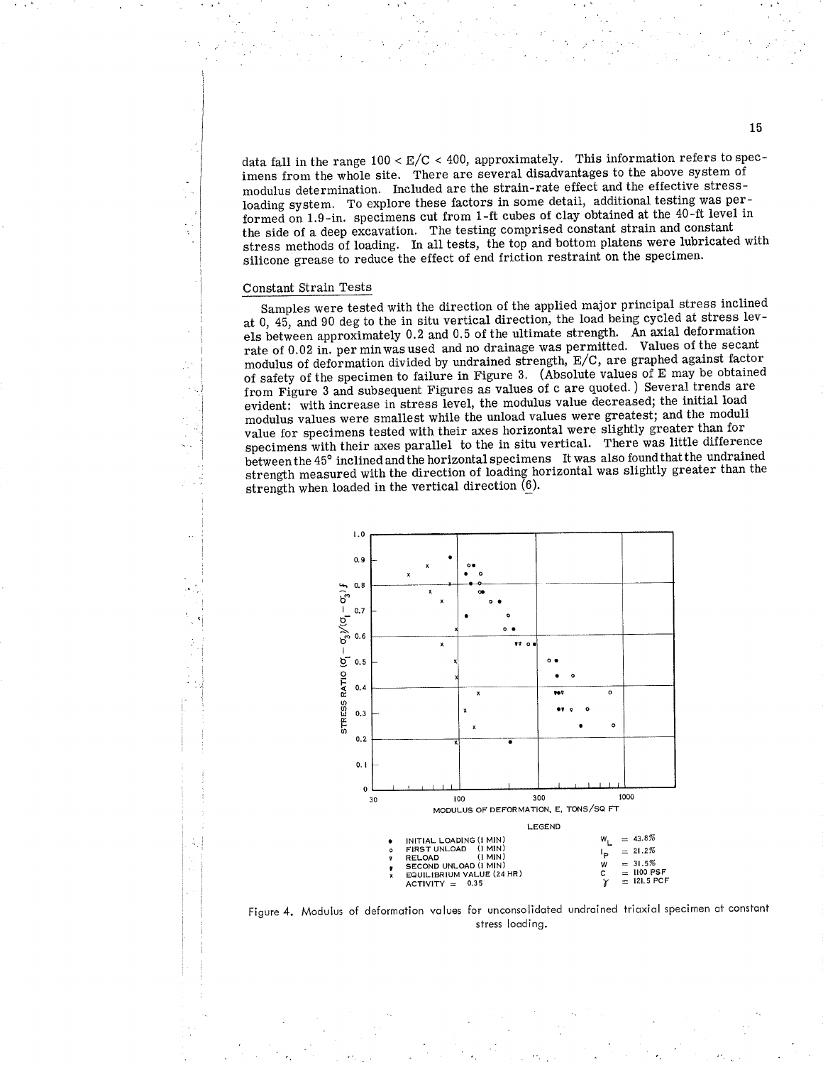data fall in the range $100 < E/C < 400$, approximately. This information refers to specimens from the whole site. There are several disadvantages to the above system of modulus determination. Included are the strain-rate effect and the effective stress-loading system. To explore these factors in some detail, additional testing was performed on 1.9-in. specimens cut from 1-ft cubes of clay obtained at the 40-ft level in the side of a deep excavation. The testing comprised constant strain and constant stress methods of loading. In all tests, the top and bottom platens were lubricated with silicone grease to reduce the effect of end friction restraint on the specimen.

## Constant Strain Tests

Samples were tested with the direction of the applied major principal stress inclined at 0, 45, and 90 deg to the in situ vertical direction, the load being cycled at stress levels between approximately 0.2 and 0.5 of the ultimate strength. An axial deformation rate of 0.02 in. per min was used and no drainage was permitted. Values of the secant modulus of deformation divided by undrained strength, E/C, are graphed against factor of safety of the specimen to failure in Figure 3. (Absolute values of E may be obtained from Figure 3 and subsequent Figures as values of c are quoted.) Several trends are evident: with increase in stress level, the modulus value decreased; the initial load modulus values were smallest while the unload values were greatest; and the moduli value for specimens tested with their axes horizontal were slightly greater than for specimens with their axes parallel to the in situ vertical. There was little difference between the 45° inclined and the horizontal specimens It was also found that the undrained strength measured with the direction of loading horizontal was slightly greater than the strength when loaded in the vertical direction (6).

STRESS RATIO $(\sigma_1 - \sigma_3)/(\sigma_1 - \sigma_3)_f$

1.0
0.9
0.8
0.7
0.6
0.5
0.4
0.3
0.2
0.1
0

30
100
300
1000

MODULUS OF DEFORMATION, E, TONS/SQ FT

LEGEND

• INITIAL LOADING (1 MIN)
o FIRST UNLOAD (1 MIN)
▿ RELOAD (1 MIN)
▾ SECOND UNLOAD (1 MIN)
x EQUILIBRIUM VALUE (24 HR)
ACTIVITY = 0.35

$W_L$ = 43.8%
$I_P$ = 21.2%
W = 31.5%
C = 1100 PSF
$\gamma$ = 121.5 PCF

Figure 4. Modulus of deformation values for unconsolidated undrained triaxial specimen at constant stress loading.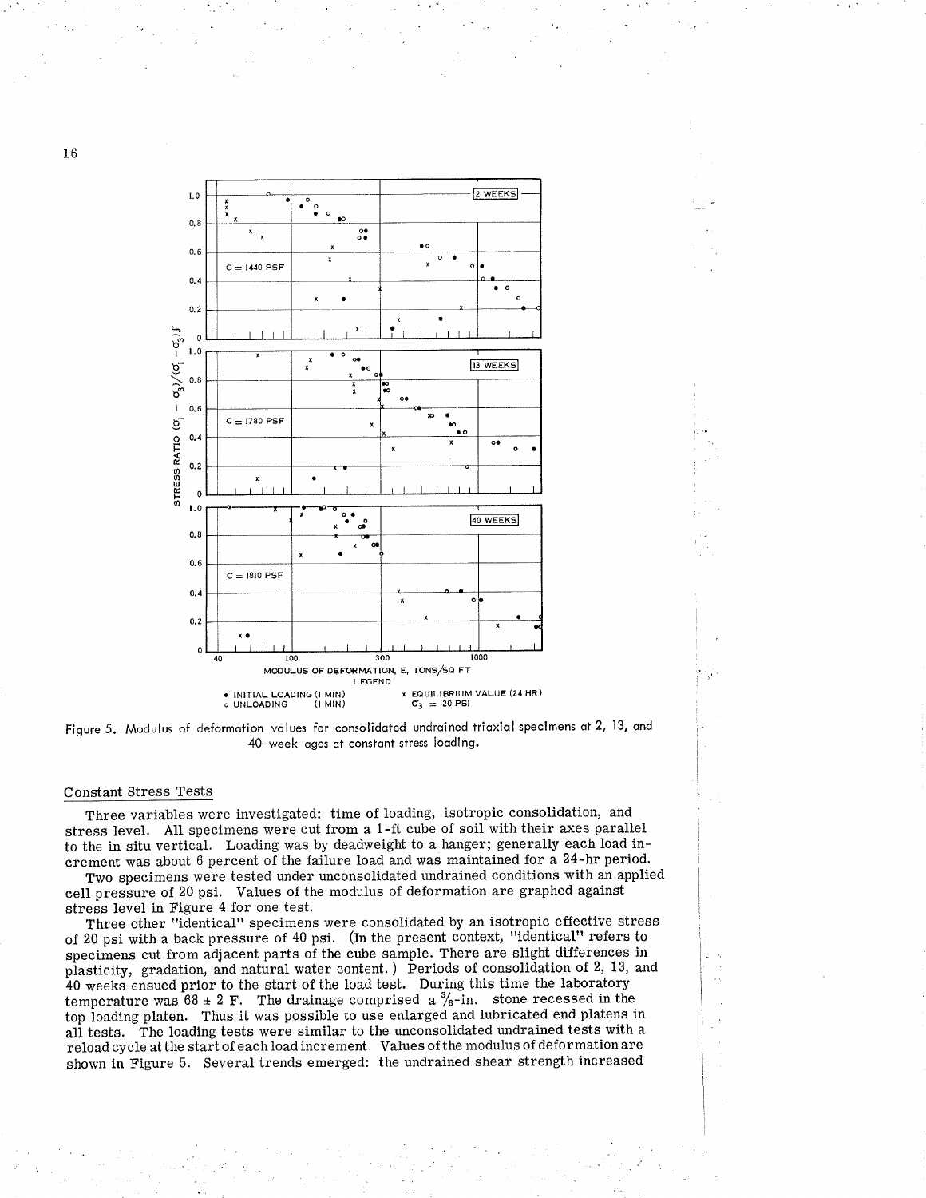2 WEEKS

C = 1440 PSF

13 WEEKS

C = 1780 PSF

40 WEEKS

C = 1810 PSF

STRESS RATIO $(\sigma_1 - \sigma_3)/(\sigma_1 - \sigma_3)_f$

1.0
0.8
0.6
0.4
0.2
0

40 100 300 1000

MODULUS OF DEFORMATION, E, TONS/SQ FT

LEGEND

• INITIAL LOADING (1 MIN)
o UNLOADING (1 MIN)
x EQUILIBRIUM VALUE (24 HR)
$\sigma_3$ = 20 PSI

Figure 5. Modulus of deformation values for consolidated undrained triaxial specimens at 2, 13, and 40-week ages at constant stress loading.

## Constant Stress Tests

Three variables were investigated: time of loading, isotropic consolidation, and stress level. All specimens were cut from a 1-ft cube of soil with their axes parallel to the in situ vertical. Loading was by deadweight to a hanger; generally each load increment was about 6 percent of the failure load and was maintained for a 24-hr period.

Two specimens were tested under unconsolidated undrained conditions with an applied cell pressure of 20 psi. Values of the modulus of deformation are graphed against stress level in Figure 4 for one test.

Three other "identical" specimens were consolidated by an isotropic effective stress of 20 psi with a back pressure of 40 psi. (In the present context, "identical" refers to specimens cut from adjacent parts of the cube sample. There are slight differences in plasticity, gradation, and natural water content.) Periods of consolidation of 2, 13, and 40 weeks ensued prior to the start of the load test. During this time the laboratory temperature was 68 ± 2 F. The drainage comprised a ⅜-in. stone recessed in the top loading platen. Thus it was possible to use enlarged and lubricated end platens in all tests. The loading tests were similar to the unconsolidated undrained tests with a reload cycle at the start of each load increment. Values of the modulus of deformation are shown in Figure 5. Several trends emerged: the undrained shear strength increased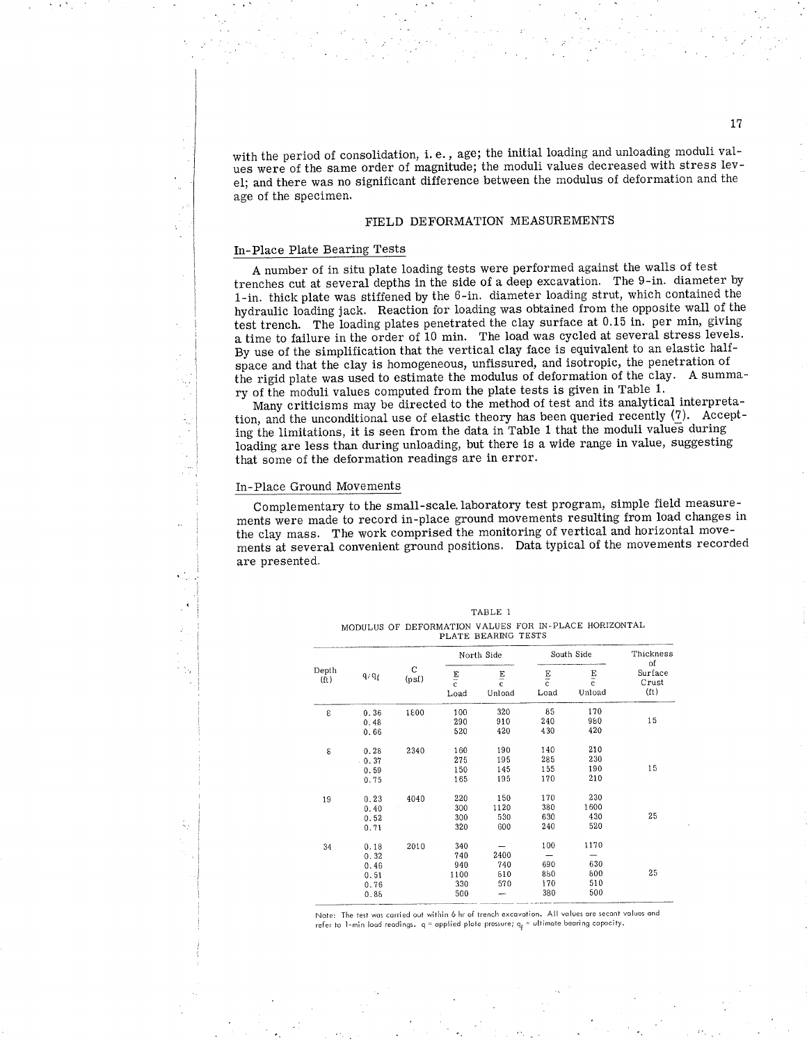with the period of consolidation, i. e., age; the initial loading and unloading moduli values were of the same order of magnitude; the moduli values decreased with stress level; and there was no significant difference between the modulus of deformation and the age of the specimen.

## FIELD DEFORMATION MEASUREMENTS

### In-Place Plate Bearing Tests

A number of in situ plate loading tests were performed against the walls of test trenches cut at several depths in the side of a deep excavation. The 9-in. diameter by 1-in. thick plate was stiffened by the 6-in. diameter loading strut, which contained the hydraulic loading jack. Reaction for loading was obtained from the opposite wall of the test trench. The loading plates penetrated the clay surface at 0.15 in. per min, giving a time to failure in the order of 10 min. The load was cycled at several stress levels. By use of the simplification that the vertical clay face is equivalent to an elastic half-space and that the clay is homogeneous, unfissured, and isotropic, the penetration of the rigid plate was used to estimate the modulus of deformation of the clay. A summary of the moduli values computed from the plate tests is given in Table 1.

Many criticisms may be directed to the method of test and its analytical interpretation, and the unconditional use of elastic theory has been queried recently (7). Accepting the limitations, it is seen from the data in Table 1 that the moduli values during loading are less than during unloading, but there is a wide range in value, suggesting that some of the deformation readings are in error.

### In-Place Ground Movements

Complementary to the small-scale laboratory test program, simple field measurements were made to record in-place ground movements resulting from load changes in the clay mass. The work comprised the monitoring of vertical and horizontal movements at several convenient ground positions. Data typical of the movements recorded are presented.

TABLE 1

MODULUS OF DEFORMATION VALUES FOR IN-PLACE HORIZONTAL PLATE BEARING TESTS

| Depth (ft) | $q/q_f$ | C (psf) | North Side $\frac{E}{c}$ Load | North Side $\frac{E}{c}$ Unload | South Side $\frac{E}{c}$ Load | South Side $\frac{E}{c}$ Unload | Thickness of Surface Crust (ft) |
|---|---|---|---|---|---|---|---|
| 8 | 0.36 | 1800 | 100 | 320 | 85 | 170 | |
| | 0.48 | | 290 | 910 | 240 | 980 | 15 |
| | 0.66 | | 520 | 420 | 430 | 420 | |
| 8 | 0.28 | 2340 | 160 | 190 | 140 | 210 | |
| | 0.37 | | 275 | 195 | 285 | 230 | |
| | 0.59 | | 150 | 145 | 155 | 190 | 15 |
| | 0.75 | | 165 | 195 | 170 | 210 | |
| 19 | 0.23 | 4040 | 220 | 150 | 170 | 230 | |
| | 0.40 | | 300 | 1120 | 380 | 1600 | |
| | 0.52 | | 300 | 530 | 630 | 430 | 25 |
| | 0.71 | | 320 | 600 | 240 | 520 | |
| 34 | 0.18 | 2010 | 340 | — | 100 | 1170 | |
| | 0.32 | | 740 | 2400 | — | — | |
| | 0.46 | | 940 | 740 | 690 | 630 | |
| | 0.51 | | 1100 | 610 | 860 | 600 | 25 |
| | 0.76 | | 330 | 570 | 170 | 510 | |
| | 0.86 | | 500 | — | 380 | 500 | |

Note: The test was carried out within 6 hr of trench excavation. All values are secant values and refer to 1-min load readings. q = applied plate pressure; $q_f$ = ultimate bearing capacity.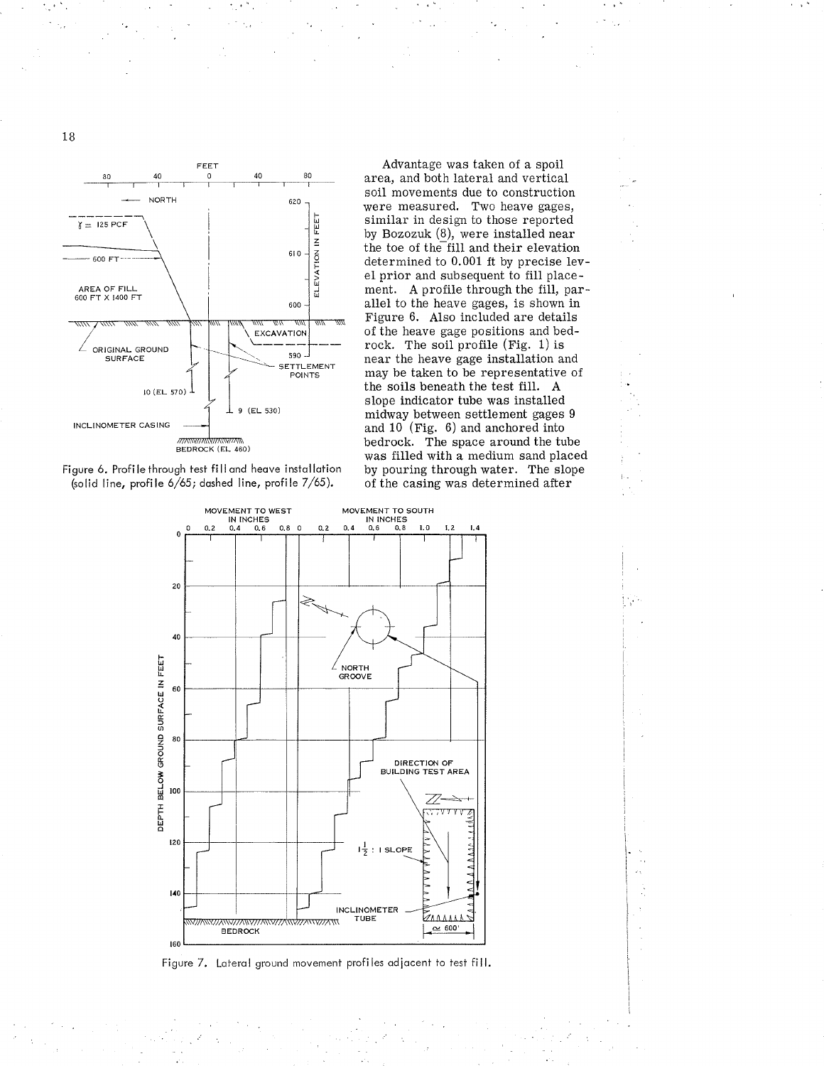FEET

80 40 0 40 80

NORTH

620

ELEVATION IN FEET

610

600

590

$\gamma$ = 125 PCF

600 FT

AREA OF FILL 600 FT X 1400 FT

EXCAVATION

ORIGINAL GROUND SURFACE

SETTLEMENT POINTS

10 (EL 570)

9 (EL 530)

INCLINOMETER CASING

BEDROCK (EL 460)

Figure 6. Profile through test fill and heave installation (solid line, profile 6/65; dashed line, profile 7/65).

Advantage was taken of a spoil area, and both lateral and vertical soil movements due to construction were measured. Two heave gages, similar in design to those reported by Bozozuk (8), were installed near the toe of the fill and their elevation determined to 0.001 ft by precise level prior and subsequent to fill placement. A profile through the fill, parallel to the heave gages, is shown in Figure 6. Also included are details of the heave gage positions and bedrock. The soil profile (Fig. 1) is near the heave gage installation and may be taken to be representative of the soils beneath the test fill. A slope indicator tube was installed midway between settlement gages 9 and 10 (Fig. 6) and anchored into bedrock. The space around the tube was filled with a medium sand placed by pouring through water. The slope of the casing was determined after

MOVEMENT TO WEST IN INCHES

0 0.2 0.4 0.6 0.8

MOVEMENT TO SOUTH IN INCHES

0 0.2 0.4 0.6 0.8 1.0 1.2 1.4

DEPTH BELOW GROUND SURFACE IN FEET

0 20 40 60 80 100 120 140 160

NORTH GROOVE

DIRECTION OF BUILDING TEST AREA

$1\frac{1}{2}$ : 1 SLOPE

INCLINOMETER TUBE

BEDROCK

≃ 600'

Figure 7. Lateral ground movement profiles adjacent to test fill.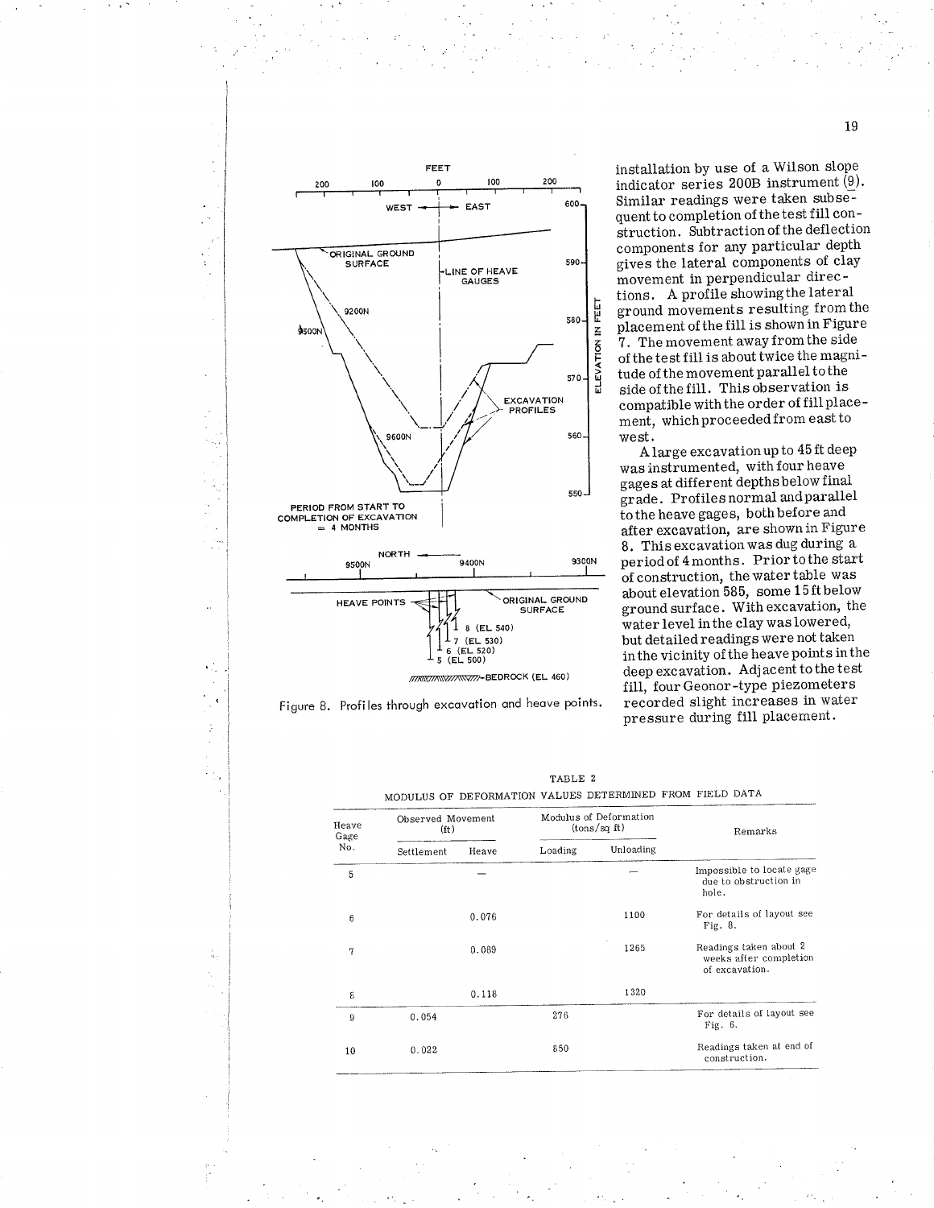FEET

200 100 0 100 200

WEST EAST

600

ORIGINAL GROUND SURFACE

LINE OF HEAVE GAUGES

590

9200N

9500N

580

570

EXCAVATION PROFILES

9600N

560

550

ELEVATION IN FEET

PERIOD FROM START TO COMPLETION OF EXCAVATION = 4 MONTHS

NORTH

9500N 9400N 9300N

HEAVE POINTS

ORIGINAL GROUND SURFACE

8 (EL 540)

7 (EL 530)

6 (EL 520)

5 (EL 500)

BEDROCK (EL 460)

Figure 8. Profiles through excavation and heave points.

installation by use of a Wilson slope indicator series 200B instrument (9). Similar readings were taken subsequent to completion of the test fill construction. Subtraction of the deflection components for any particular depth gives the lateral components of clay movement in perpendicular directions. A profile showing the lateral ground movements resulting from the placement of the fill is shown in Figure 7. The movement away from the side of the test fill is about twice the magnitude of the movement parallel to the side of the fill. This observation is compatible with the order of fill placement, which proceeded from east to west.

A large excavation up to 45 ft deep was instrumented, with four heave gages at different depths below final grade. Profiles normal and parallel to the heave gages, both before and after excavation, are shown in Figure 8. This excavation was dug during a period of 4 months. Prior to the start of construction, the water table was about elevation 585, some 15 ft below ground surface. With excavation, the water level in the clay was lowered, but detailed readings were not taken in the vicinity of the heave points in the deep excavation. Adjacent to the test fill, four Geonor-type piezometers recorded slight increases in water pressure during fill placement.

TABLE 2

MODULUS OF DEFORMATION VALUES DETERMINED FROM FIELD DATA

| Heave Gage No. | Observed Movement (ft) | | Modulus of Deformation (tons/sq ft) | | Remarks |
|---|---|---|---|---|---|
| | Settlement | Heave | Loading | Unloading | |
| 5 | | — | | — | Impossible to locate gage due to obstruction in hole. |
| 6 | | 0.076 | | 1100 | For details of layout see Fig. 8. |
| 7 | | 0.089 | | 1265 | Readings taken about 2 weeks after completion of excavation. |
| 8 | | 0.118 | | 1320 | |
| 9 | 0.054 | | 276 | | For details of layout see Fig. 6. |
| 10 | 0.022 | | 850 | | Readings taken at end of construction. |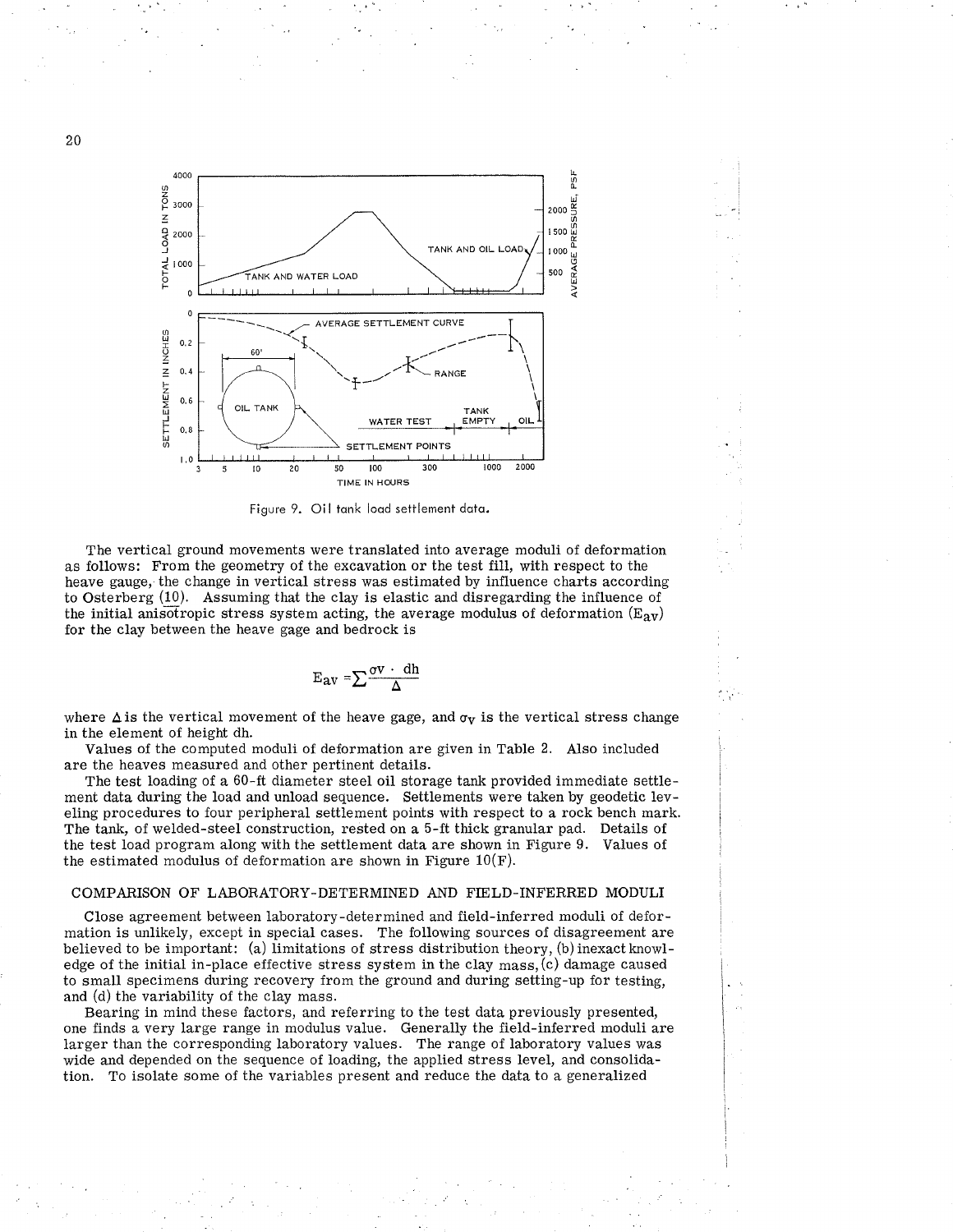4000
TOTAL LOAD IN TONS
3000
2000
1000
0
AVERAGE PRESSURE, PSF
2000
1500
1000
500
TANK AND OIL LOAD
TANK AND WATER LOAD

0
0.2
0.4
0.6
0.8
1.0
SETTLEMENT IN INCHES
AVERAGE SETTLEMENT CURVE
60'
OIL TANK
RANGE
WATER TEST
TANK EMPTY
OIL
SETTLEMENT POINTS
3 5 10 20 50 100 300 1000 2000
TIME IN HOURS

Figure 9. Oil tank load settlement data.

The vertical ground movements were translated into average moduli of deformation as follows: From the geometry of the excavation or the test fill, with respect to the heave gauge, the change in vertical stress was estimated by influence charts according to Osterberg (10). Assuming that the clay is elastic and disregarding the influence of the initial anisotropic stress system acting, the average modulus of deformation ($E_{av}$) for the clay between the heave gage and bedrock is

$$E_{av} = \sum \frac{\sigma v \cdot dh}{\Delta}$$

where $\Delta$ is the vertical movement of the heave gage, and $\sigma_v$ is the vertical stress change in the element of height dh.

Values of the computed moduli of deformation are given in Table 2. Also included are the heaves measured and other pertinent details.

The test loading of a 60-ft diameter steel oil storage tank provided immediate settlement data during the load and unload sequence. Settlements were taken by geodetic leveling procedures to four peripheral settlement points with respect to a rock bench mark. The tank, of welded-steel construction, rested on a 5-ft thick granular pad. Details of the test load program along with the settlement data are shown in Figure 9. Values of the estimated modulus of deformation are shown in Figure 10(F).

## COMPARISON OF LABORATORY-DETERMINED AND FIELD-INFERRED MODULI

Close agreement between laboratory-determined and field-inferred moduli of deformation is unlikely, except in special cases. The following sources of disagreement are believed to be important: (a) limitations of stress distribution theory, (b) inexact knowledge of the initial in-place effective stress system in the clay mass, (c) damage caused to small specimens during recovery from the ground and during setting-up for testing, and (d) the variability of the clay mass.

Bearing in mind these factors, and referring to the test data previously presented, one finds a very large range in modulus value. Generally the field-inferred moduli are larger than the corresponding laboratory values. The range of laboratory values was wide and depended on the sequence of loading, the applied stress level, and consolidation. To isolate some of the variables present and reduce the data to a generalized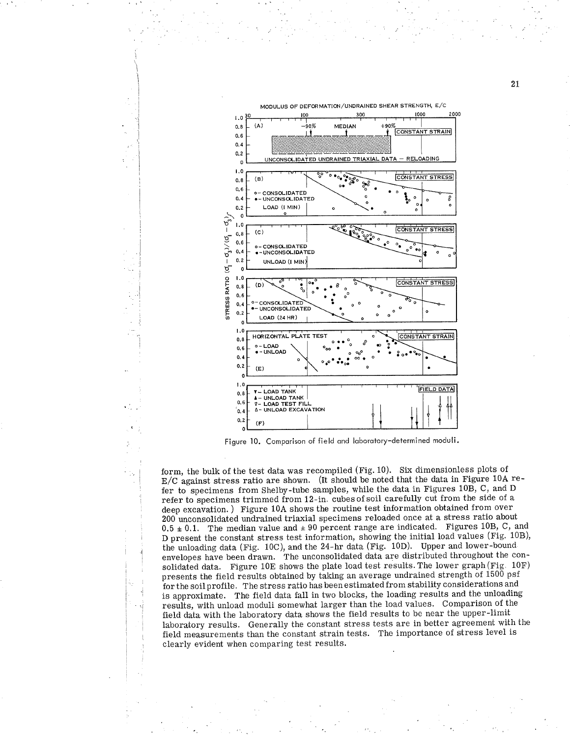MODULUS OF DEFORMATION/UNDRAINED SHEAR STRENGTH, E/C

30 100 300 1000 2000

STRESS RATIO $(\sigma_1 - \sigma_3)/(\sigma_1 - \sigma_3)_f$

(A) −90% MEDIAN +90% CONSTANT STRAIN

UNCONSOLIDATED UNDRAINED TRIAXIAL DATA — RELOADING

(B) CONSTANT STRESS

o – CONSOLIDATED
• – UNCONSOLIDATED
LOAD (1 MIN)

(C) CONSTANT STRESS

o – CONSOLIDATED
• – UNCONSOLIDATED
UNLOAD (1 MIN)

(D) CONSTANT STRESS

o – CONSOLIDATED
• – UNCONSOLIDATED
LOAD (24 HR)

HORIZONTAL PLATE TEST CONSTANT STRAIN

o – LOAD
• – UNLOAD

(E)

FIELD DATA

▼ – LOAD TANK
▲ – UNLOAD TANK
▽ – LOAD TEST FILL
△ – UNLOAD EXCAVATION

(F)

Figure 10. Comparison of field and laboratory-determined moduli.

form, the bulk of the test data was recompiled (Fig. 10). Six dimensionless plots of E/C against stress ratio are shown. (It should be noted that the data in Figure 10A refer to specimens from Shelby-tube samples, while the data in Figures 10B, C, and D refer to specimens trimmed from 12-in. cubes of soil carefully cut from the side of a deep excavation.) Figure 10A shows the routine test information obtained from over 200 unconsolidated undrained triaxial specimens reloaded once at a stress ratio about 0.5 ± 0.1. The median value and ± 90 percent range are indicated. Figures 10B, C, and D present the constant stress test information, showing the initial load values (Fig. 10B), the unloading data (Fig. 10C), and the 24-hr data (Fig. 10D). Upper and lower-bound envelopes have been drawn. The unconsolidated data are distributed throughout the consolidated data. Figure 10E shows the plate load test results. The lower graph (Fig. 10F) presents the field results obtained by taking an average undrained strength of 1500 psf for the soil profile. The stress ratio has been estimated from stability considerations and is approximate. The field data fall in two blocks, the loading results and the unloading results, with unload moduli somewhat larger than the load values. Comparison of the field data with the laboratory data shows the field results to be near the upper-limit laboratory results. Generally the constant stress tests are in better agreement with the field measurements than the constant strain tests. The importance of stress level is clearly evident when comparing test results.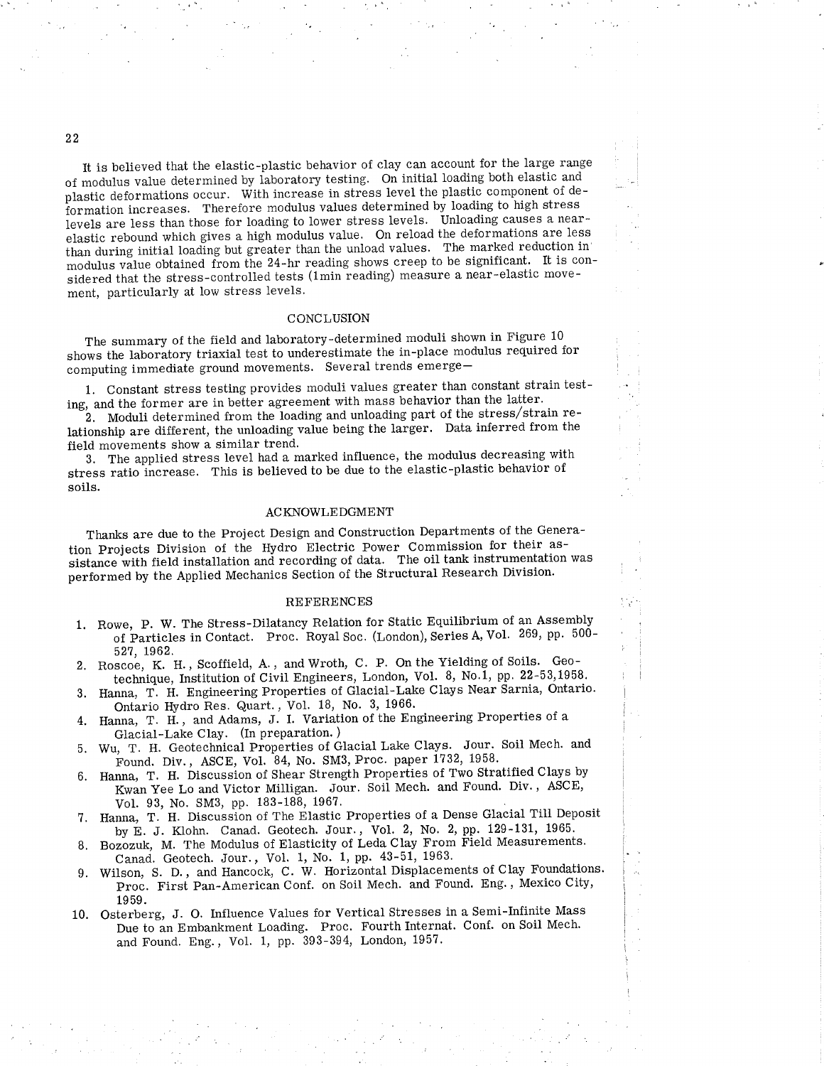It is believed that the elastic-plastic behavior of clay can account for the large range of modulus value determined by laboratory testing. On initial loading both elastic and plastic deformations occur. With increase in stress level the plastic component of deformation increases. Therefore modulus values determined by loading to high stress levels are less than those for loading to lower stress levels. Unloading causes a near-elastic rebound which gives a high modulus value. On reload the deformations are less than during initial loading but greater than the unload values. The marked reduction in modulus value obtained from the 24-hr reading shows creep to be significant. It is considered that the stress-controlled tests (1min reading) measure a near-elastic movement, particularly at low stress levels.

## CONCLUSION

The summary of the field and laboratory-determined moduli shown in Figure 10 shows the laboratory triaxial test to underestimate the in-place modulus required for computing immediate ground movements. Several trends emerge—

1. Constant stress testing provides moduli values greater than constant strain testing, and the former are in better agreement with mass behavior than the latter.
2. Moduli determined from the loading and unloading part of the stress/strain relationship are different, the unloading value being the larger. Data inferred from the field movements show a similar trend.
3. The applied stress level had a marked influence, the modulus decreasing with stress ratio increase. This is believed to be due to the elastic-plastic behavior of soils.

## ACKNOWLEDGMENT

Thanks are due to the Project Design and Construction Departments of the Generation Projects Division of the Hydro Electric Power Commission for their assistance with field installation and recording of data. The oil tank instrumentation was performed by the Applied Mechanics Section of the Structural Research Division.

## REFERENCES

1. Rowe, P. W. The Stress-Dilatancy Relation for Static Equilibrium of an Assembly of Particles in Contact. Proc. Royal Soc. (London), Series A, Vol. 269, pp. 500-527, 1962.
2. Roscoe, K. H., Scoffield, A., and Wroth, C. P. On the Yielding of Soils. Geotechnique, Institution of Civil Engineers, London, Vol. 8, No.1, pp. 22-53,1958.
3. Hanna, T. H. Engineering Properties of Glacial-Lake Clays Near Sarnia, Ontario. Ontario Hydro Res. Quart., Vol. 18, No. 3, 1966.
4. Hanna, T. H., and Adams, J. I. Variation of the Engineering Properties of a Glacial-Lake Clay. (In preparation.)
5. Wu, T. H. Geotechnical Properties of Glacial Lake Clays. Jour. Soil Mech. and Found. Div., ASCE, Vol. 84, No. SM3, Proc. paper 1732, 1958.
6. Hanna, T. H. Discussion of Shear Strength Properties of Two Stratified Clays by Kwan Yee Lo and Victor Milligan. Jour. Soil Mech. and Found. Div., ASCE, Vol. 93, No. SM3, pp. 183-188, 1967.
7. Hanna, T. H. Discussion of The Elastic Properties of a Dense Glacial Till Deposit by E. J. Klohn. Canad. Geotech. Jour., Vol. 2, No. 2, pp. 129-131, 1965.
8. Bozozuk, M. The Modulus of Elasticity of Leda Clay From Field Measurements. Canad. Geotech. Jour., Vol. 1, No. 1, pp. 43-51, 1963.
9. Wilson, S. D., and Hancock, C. W. Horizontal Displacements of Clay Foundations. Proc. First Pan-American Conf. on Soil Mech. and Found. Eng., Mexico City, 1959.
10. Osterberg, J. O. Influence Values for Vertical Stresses in a Semi-Infinite Mass Due to an Embankment Loading. Proc. Fourth Internat. Conf. on Soil Mech. and Found. Eng., Vol. 1, pp. 393-394, London, 1957.